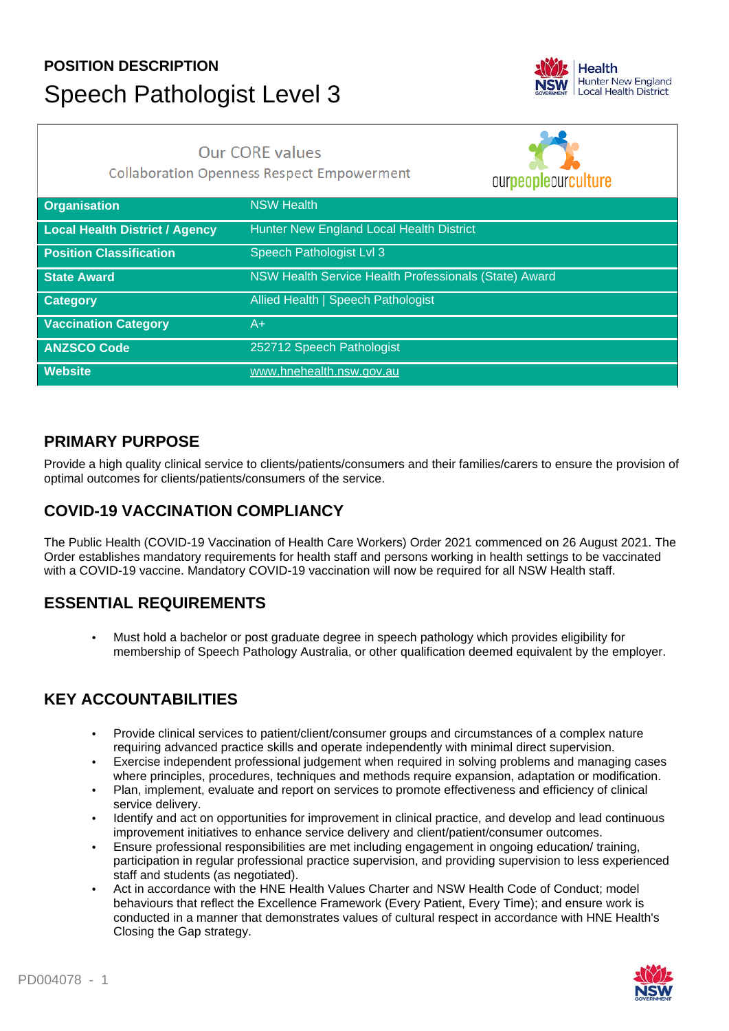**POSITION DESCRIPTION**

# Speech Pathologist Level 3

Our CORE values
Collaboration Openness Respect Empowerment

ourpeopleourculture

| | |
|---|---|
| **Organisation** | NSW Health |
| **Local Health District / Agency** | Hunter New England Local Health District |
| **Position Classification** | Speech Pathologist Lvl 3 |
| **State Award** | NSW Health Service Health Professionals (State) Award |
| **Category** | Allied Health \| Speech Pathologist |
| **Vaccination Category** | A+ |
| **ANZSCO Code** | 252712 Speech Pathologist |
| **Website** | www.hnehealth.nsw.gov.au |

## PRIMARY PURPOSE

Provide a high quality clinical service to clients/patients/consumers and their families/carers to ensure the provision of optimal outcomes for clients/patients/consumers of the service.

## COVID-19 VACCINATION COMPLIANCY

The Public Health (COVID-19 Vaccination of Health Care Workers) Order 2021 commenced on 26 August 2021. The Order establishes mandatory requirements for health staff and persons working in health settings to be vaccinated with a COVID-19 vaccine. Mandatory COVID-19 vaccination will now be required for all NSW Health staff.

## ESSENTIAL REQUIREMENTS

- Must hold a bachelor or post graduate degree in speech pathology which provides eligibility for membership of Speech Pathology Australia, or other qualification deemed equivalent by the employer.

## KEY ACCOUNTABILITIES

- Provide clinical services to patient/client/consumer groups and circumstances of a complex nature requiring advanced practice skills and operate independently with minimal direct supervision.
- Exercise independent professional judgement when required in solving problems and managing cases where principles, procedures, techniques and methods require expansion, adaptation or modification.
- Plan, implement, evaluate and report on services to promote effectiveness and efficiency of clinical service delivery.
- Identify and act on opportunities for improvement in clinical practice, and develop and lead continuous improvement initiatives to enhance service delivery and client/patient/consumer outcomes.
- Ensure professional responsibilities are met including engagement in ongoing education/ training, participation in regular professional practice supervision, and providing supervision to less experienced staff and students (as negotiated).
- Act in accordance with the HNE Health Values Charter and NSW Health Code of Conduct; model behaviours that reflect the Excellence Framework (Every Patient, Every Time); and ensure work is conducted in a manner that demonstrates values of cultural respect in accordance with HNE Health's Closing the Gap strategy.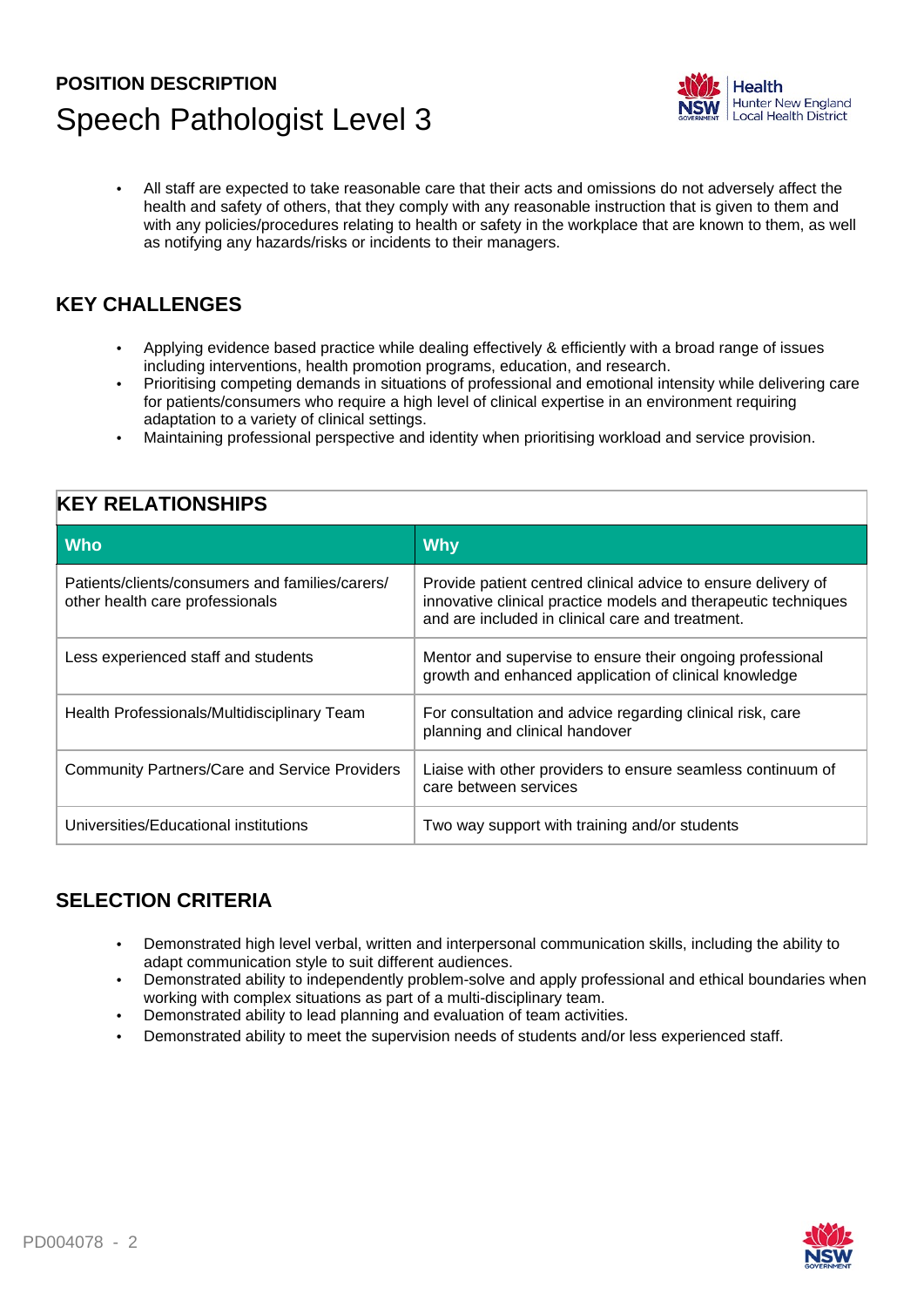# POSITION DESCRIPTION

## Speech Pathologist Level 3

- All staff are expected to take reasonable care that their acts and omissions do not adversely affect the health and safety of others, that they comply with any reasonable instruction that is given to them and with any policies/procedures relating to health or safety in the workplace that are known to them, as well as notifying any hazards/risks or incidents to their managers.

## KEY CHALLENGES

- Applying evidence based practice while dealing effectively & efficiently with a broad range of issues including interventions, health promotion programs, education, and research.
- Prioritising competing demands in situations of professional and emotional intensity while delivering care for patients/consumers who require a high level of clinical expertise in an environment requiring adaptation to a variety of clinical settings.
- Maintaining professional perspective and identity when prioritising workload and service provision.

## KEY RELATIONSHIPS

| Who | Why |
|---|---|
| Patients/clients/consumers and families/carers/ other health care professionals | Provide patient centred clinical advice to ensure delivery of innovative clinical practice models and therapeutic techniques and are included in clinical care and treatment. |
| Less experienced staff and students | Mentor and supervise to ensure their ongoing professional growth and enhanced application of clinical knowledge |
| Health Professionals/Multidisciplinary Team | For consultation and advice regarding clinical risk, care planning and clinical handover |
| Community Partners/Care and Service Providers | Liaise with other providers to ensure seamless continuum of care between services |
| Universities/Educational institutions | Two way support with training and/or students |

## SELECTION CRITERIA

- Demonstrated high level verbal, written and interpersonal communication skills, including the ability to adapt communication style to suit different audiences.
- Demonstrated ability to independently problem-solve and apply professional and ethical boundaries when working with complex situations as part of a multi-disciplinary team.
- Demonstrated ability to lead planning and evaluation of team activities.
- Demonstrated ability to meet the supervision needs of students and/or less experienced staff.